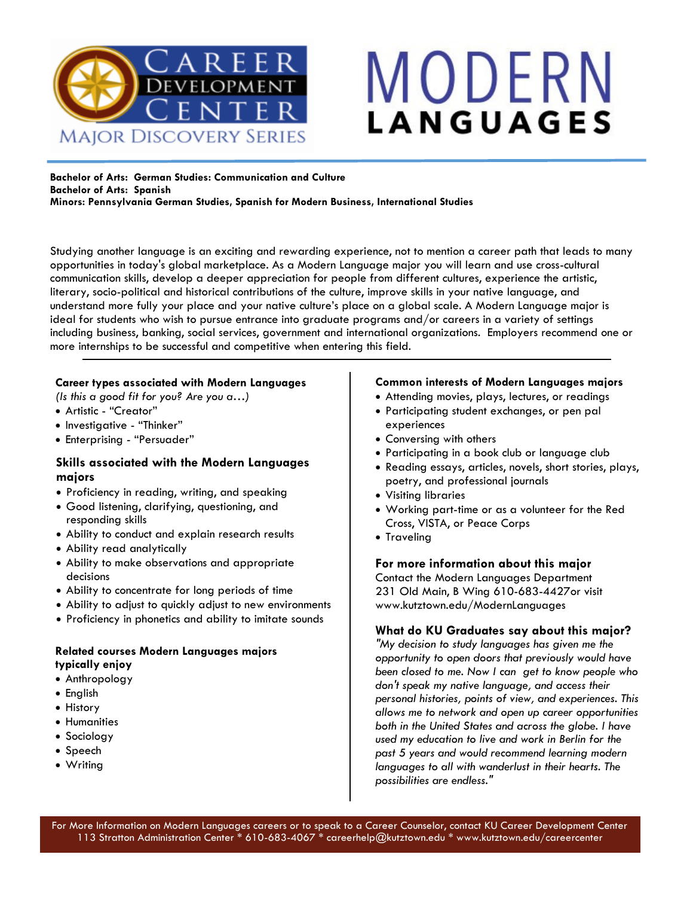# Career Development Center

Major Discovery Series

# MODERN LANGUAGES

**Bachelor of Arts: German Studies: Communication and Culture**
**Bachelor of Arts: Spanish**
**Minors: Pennsylvania German Studies, Spanish for Modern Business, International Studies**

Studying another language is an exciting and rewarding experience, not to mention a career path that leads to many opportunities in today's global marketplace. As a Modern Language major you will learn and use cross-cultural communication skills, develop a deeper appreciation for people from different cultures, experience the artistic, literary, socio-political and historical contributions of the culture, improve skills in your native language, and understand more fully your place and your native culture's place on a global scale. A Modern Language major is ideal for students who wish to pursue entrance into graduate programs and/or careers in a variety of settings including business, banking, social services, government and international organizations. Employers recommend one or more internships to be successful and competitive when entering this field.

### Career types associated with Modern Languages

*(Is this a good fit for you? Are you a…)*

- Artistic - "Creator"
- Investigative - "Thinker"
- Enterprising - "Persuader"

### Skills associated with the Modern Languages majors

- Proficiency in reading, writing, and speaking
- Good listening, clarifying, questioning, and responding skills
- Ability to conduct and explain research results
- Ability read analytically
- Ability to make observations and appropriate decisions
- Ability to concentrate for long periods of time
- Ability to adjust to quickly adjust to new environments
- Proficiency in phonetics and ability to imitate sounds

### Related courses Modern Languages majors typically enjoy

- Anthropology
- English
- History
- Humanities
- Sociology
- Speech
- Writing

### Common interests of Modern Languages majors

- Attending movies, plays, lectures, or readings
- Participating student exchanges, or pen pal experiences
- Conversing with others
- Participating in a book club or language club
- Reading essays, articles, novels, short stories, plays, poetry, and professional journals
- Visiting libraries
- Working part-time or as a volunteer for the Red Cross, VISTA, or Peace Corps
- Traveling

### For more information about this major

Contact the Modern Languages Department
231 Old Main, B Wing 610-683-4427or visit
www.kutztown.edu/ModernLanguages

### What do KU Graduates say about this major?

*"My decision to study languages has given me the opportunity to open doors that previously would have been closed to me. Now I can get to know people who don't speak my native language, and access their personal histories, points of view, and experiences. This allows me to network and open up career opportunities both in the United States and across the globe. I have used my education to live and work in Berlin for the past 5 years and would recommend learning modern languages to all with wanderlust in their hearts. The possibilities are endless."*

For More Information on Modern Languages careers or to speak to a Career Counselor, contact KU Career Development Center
113 Stratton Administration Center * 610-683-4067 * careerhelp@kutztown.edu * www.kutztown.edu/careercenter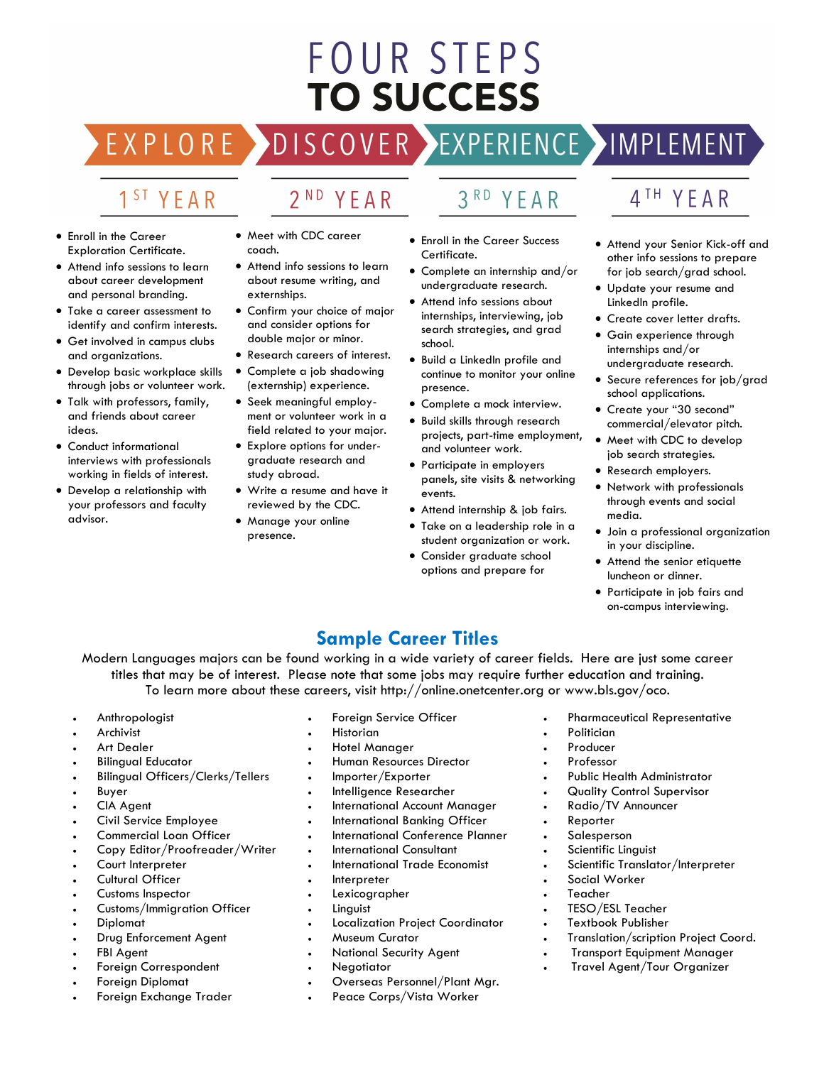# FOUR STEPS TO SUCCESS

**EXPLORE** → **DISCOVER** → **EXPERIENCE** → **IMPLEMENT**

## 1ST YEAR

- Enroll in the Career Exploration Certificate.
- Attend info sessions to learn about career development and personal branding.
- Take a career assessment to identify and confirm interests.
- Get involved in campus clubs and organizations.
- Develop basic workplace skills through jobs or volunteer work.
- Talk with professors, family, and friends about career ideas.
- Conduct informational interviews with professionals working in fields of interest.
- Develop a relationship with your professors and faculty advisor.

## 2ND YEAR

- Meet with CDC career coach.
- Attend info sessions to learn about resume writing, and externships.
- Confirm your choice of major and consider options for double major or minor.
- Research careers of interest.
- Complete a job shadowing (externship) experience.
- Seek meaningful employment or volunteer work in a field related to your major.
- Explore options for undergraduate research and study abroad.
- Write a resume and have it reviewed by the CDC.
- Manage your online presence.

## 3RD YEAR

- Enroll in the Career Success Certificate.
- Complete an internship and/or undergraduate research.
- Attend info sessions about internships, interviewing, job search strategies, and grad school.
- Build a LinkedIn profile and continue to monitor your online presence.
- Complete a mock interview.
- Build skills through research projects, part-time employment, and volunteer work.
- Participate in employers panels, site visits & networking events.
- Attend internship & job fairs.
- Take on a leadership role in a student organization or work.
- Consider graduate school options and prepare for

## 4TH YEAR

- Attend your Senior Kick-off and other info sessions to prepare for job search/grad school.
- Update your resume and LinkedIn profile.
- Create cover letter drafts.
- Gain experience through internships and/or undergraduate research.
- Secure references for job/grad school applications.
- Create your "30 second" commercial/elevator pitch.
- Meet with CDC to develop job search strategies.
- Research employers.
- Network with professionals through events and social media.
- Join a professional organization in your discipline.
- Attend the senior etiquette luncheon or dinner.
- Participate in job fairs and on-campus interviewing.

## Sample Career Titles

Modern Languages majors can be found working in a wide variety of career fields. Here are just some career titles that may be of interest. Please note that some jobs may require further education and training. To learn more about these careers, visit http://online.onetcenter.org or www.bls.gov/oco.

- Anthropologist
- Archivist
- Art Dealer
- Bilingual Educator
- Bilingual Officers/Clerks/Tellers
- Buyer
- CIA Agent
- Civil Service Employee
- Commercial Loan Officer
- Copy Editor/Proofreader/Writer
- Court Interpreter
- Cultural Officer
- Customs Inspector
- Customs/Immigration Officer
- Diplomat
- Drug Enforcement Agent
- FBI Agent
- Foreign Correspondent
- Foreign Diplomat
- Foreign Exchange Trader
- Foreign Service Officer
- Historian
- Hotel Manager
- Human Resources Director
- Importer/Exporter
- Intelligence Researcher
- International Account Manager
- International Banking Officer
- International Conference Planner
- International Consultant
- International Trade Economist
- Interpreter
- Lexicographer
- Linguist
- Localization Project Coordinator
- Museum Curator
- National Security Agent
- Negotiator
- Overseas Personnel/Plant Mgr.
- Peace Corps/Vista Worker
- Pharmaceutical Representative
- Politician
- Producer
- Professor
- Public Health Administrator
- Quality Control Supervisor
- Radio/TV Announcer
- Reporter
- Salesperson
- Scientific Linguist
- Scientific Translator/Interpreter
- Social Worker
- Teacher
- TESO/ESL Teacher
- Textbook Publisher
- Translation/scription Project Coord.
- Transport Equipment Manager
- Travel Agent/Tour Organizer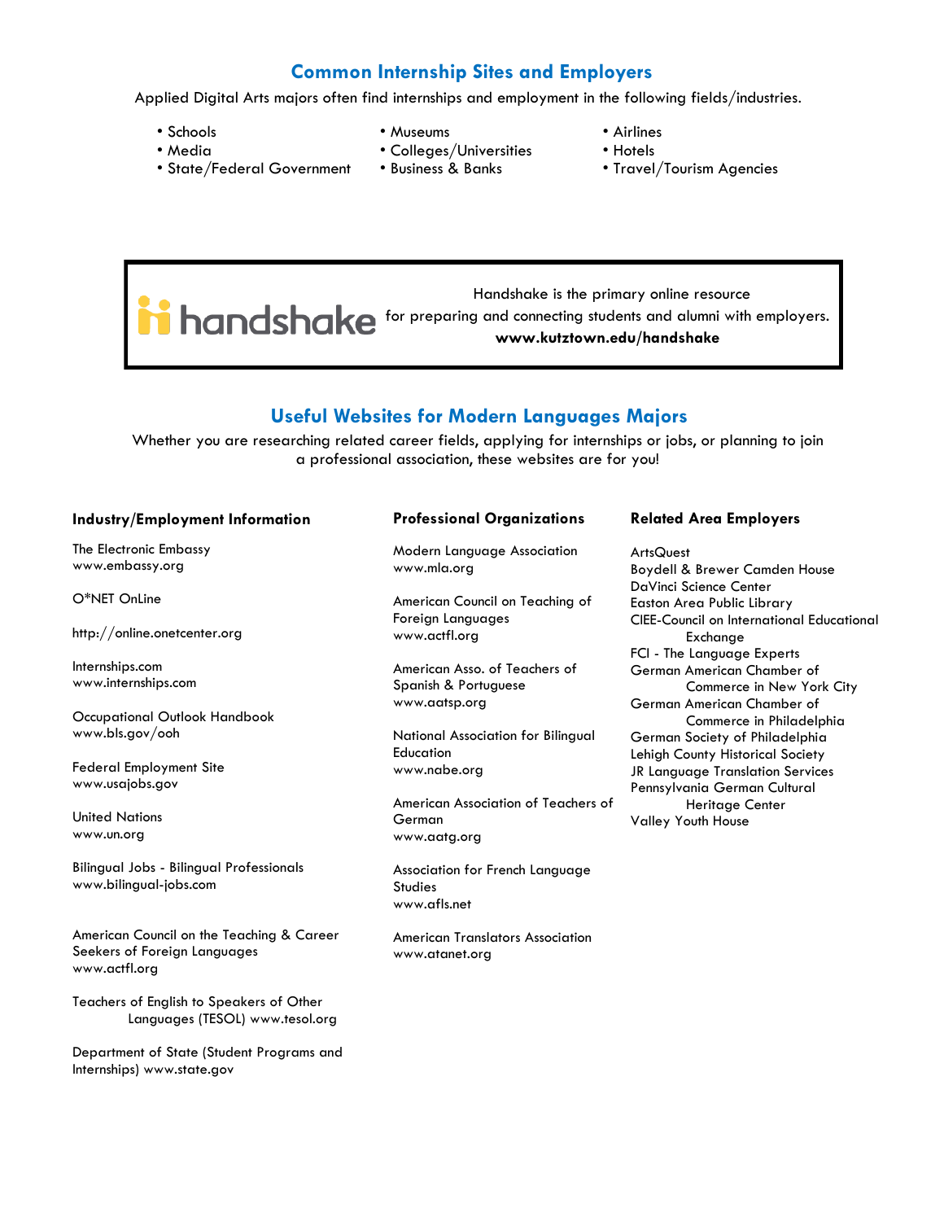## Common Internship Sites and Employers

Applied Digital Arts majors often find internships and employment in the following fields/industries.

- Schools
- Media
- State/Federal Government
- Museums
- Colleges/Universities
- Business & Banks
- Airlines
- Hotels
- Travel/Tourism Agencies

---

handshake

Handshake is the primary online resource for preparing and connecting students and alumni with employers.
**www.kutztown.edu/handshake**

---

## Useful Websites for Modern Languages Majors

Whether you are researching related career fields, applying for internships or jobs, or planning to join a professional association, these websites are for you!

### Industry/Employment Information

The Electronic Embassy
www.embassy.org

O*NET OnLine

http://online.onetcenter.org

Internships.com
www.internships.com

Occupational Outlook Handbook
www.bls.gov/ooh

Federal Employment Site
www.usajobs.gov

United Nations
www.un.org

Bilingual Jobs - Bilingual Professionals
www.bilingual-jobs.com

American Council on the Teaching & Career Seekers of Foreign Languages
www.actfl.org

Teachers of English to Speakers of Other Languages (TESOL) www.tesol.org

Department of State (Student Programs and Internships) www.state.gov

### Professional Organizations

Modern Language Association
www.mla.org

American Council on Teaching of Foreign Languages
www.actfl.org

American Asso. of Teachers of Spanish & Portuguese
www.aatsp.org

National Association for Bilingual Education
www.nabe.org

American Association of Teachers of German
www.aatg.org

Association for French Language Studies
www.afls.net

American Translators Association
www.atanet.org

### Related Area Employers

ArtsQuest
Boydell & Brewer Camden House
DaVinci Science Center
Easton Area Public Library
CIEE-Council on International Educational Exchange
FCI - The Language Experts
German American Chamber of Commerce in New York City
German American Chamber of Commerce in Philadelphia
German Society of Philadelphia
Lehigh County Historical Society
JR Language Translation Services
Pennsylvania German Cultural Heritage Center
Valley Youth House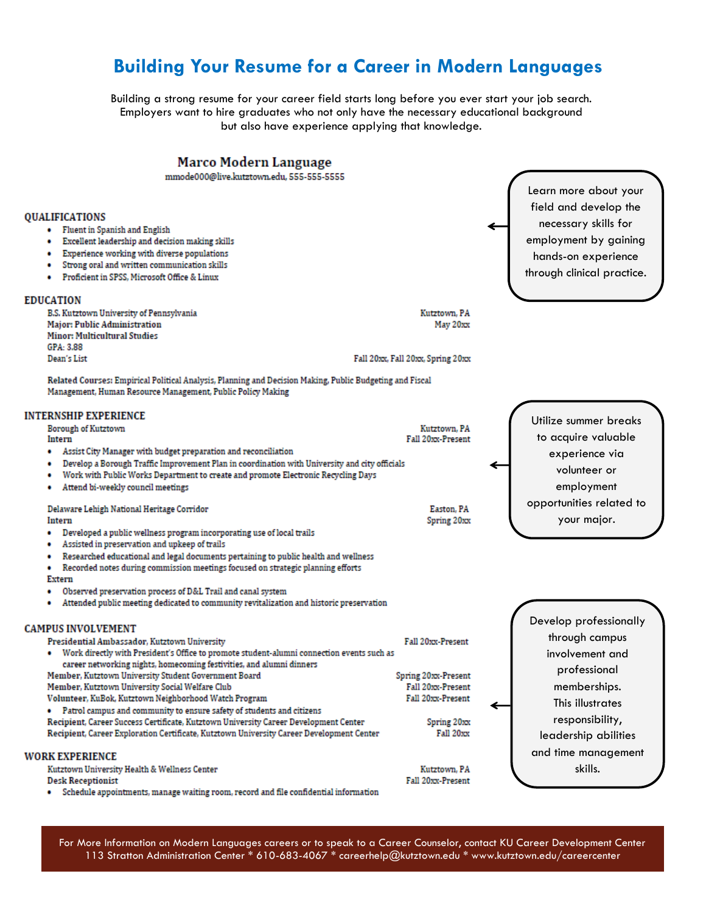# Building Your Resume for a Career in Modern Languages

Building a strong resume for your career field starts long before you ever start your job search. Employers want to hire graduates who not only have the necessary educational background but also have experience applying that knowledge.

## Marco Modern Language

mmode000@live.kutztown.edu, 555-555-5555

> Learn more about your field and develop the necessary skills for employment by gaining hands-on experience through clinical practice.

### QUALIFICATIONS

- Fluent in Spanish and English
- Excellent leadership and decision making skills
- Experience working with diverse populations
- Strong oral and written communication skills
- Proficient in SPSS, Microsoft Office & Linux

### EDUCATION

B.S. Kutztown University of Pennsylvania — Kutztown, PA
**Major: Public Administration** — May 20xx
**Minor: Multicultural Studies**
GPA: 3.88
Dean's List — Fall 20xx, Fall 20xx, Spring 20xx

Related Courses: Empirical Political Analysis, Planning and Decision Making, Public Budgeting and Fiscal Management, Human Resource Management, Public Policy Making

### INTERNSHIP EXPERIENCE

> Utilize summer breaks to acquire valuable experience via volunteer or employment opportunities related to your major.

Borough of Kutztown — Kutztown, PA
**Intern** — Fall 20xx-Present

- Assist City Manager with budget preparation and reconciliation
- Develop a Borough Traffic Improvement Plan in coordination with University and city officials
- Work with Public Works Department to create and promote Electronic Recycling Days
- Attend bi-weekly council meetings

Delaware Lehigh National Heritage Corridor — Easton, PA
**Intern** — Spring 20xx

- Developed a public wellness program incorporating use of local trails
- Assisted in preservation and upkeep of trails
- Researched educational and legal documents pertaining to public health and wellness
- Recorded notes during commission meetings focused on strategic planning efforts

**Extern**

- Observed preservation process of D&L Trail and canal system
- Attended public meeting dedicated to community revitalization and historic preservation

### CAMPUS INVOLVEMENT

> Develop professionally through campus involvement and professional memberships. This illustrates responsibility, leadership abilities and time management skills.

Presidential Ambassador, Kutztown University — Fall 20xx-Present

- Work directly with President's Office to promote student-alumni connection events such as career networking nights, homecoming festivities, and alumni dinners

Member, Kutztown University Student Government Board — Spring 20xx-Present
Member, Kutztown University Social Welfare Club — Fall 20xx-Present
Volunteer, KuBok, Kutztown Neighborhood Watch Program — Fall 20xx-Present

- Patrol campus and community to ensure safety of students and citizens

Recipient, Career Success Certificate, Kutztown University Career Development Center — Spring 20xx
Recipient, Career Exploration Certificate, Kutztown University Career Development Center — Fall 20xx

### WORK EXPERIENCE

Kutztown University Health & Wellness Center — Kutztown, PA
**Desk Receptionist** — Fall 20xx-Present

- Schedule appointments, manage waiting room, record and file confidential information

For More Information on Modern Languages careers or to speak to a Career Counselor, contact KU Career Development Center
113 Stratton Administration Center * 610-683-4067 * careerhelp@kutztown.edu * www.kutztown.edu/careercenter